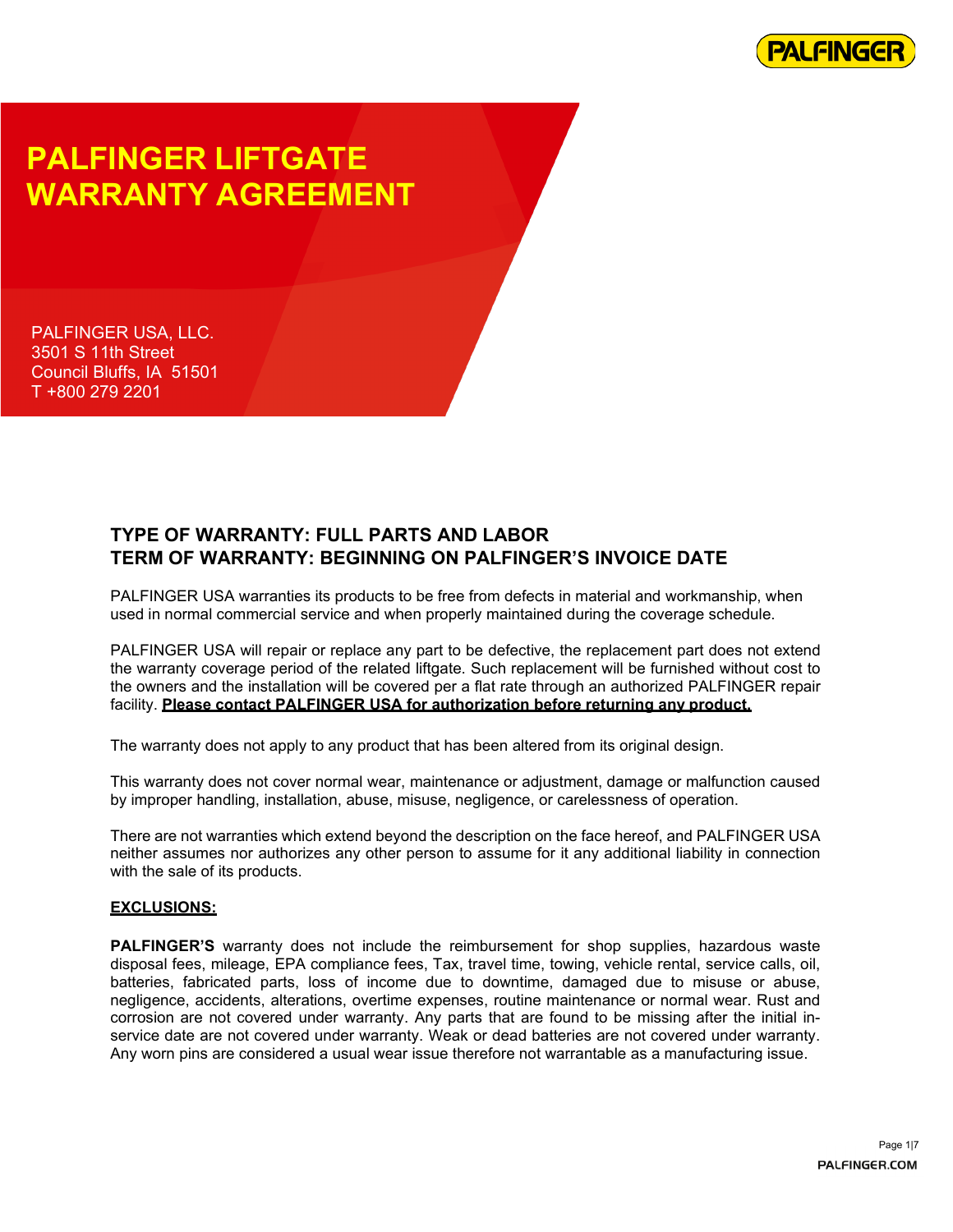# PALFINGER LIFTGATE WARRANTY AGREEMENT

PALFINGER USA, LLC.
3501 S 11th Street
Council Bluffs, IA 51501
T +800 279 2201

## TYPE OF WARRANTY: FULL PARTS AND LABOR
## TERM OF WARRANTY: BEGINNING ON PALFINGER'S INVOICE DATE

PALFINGER USA warranties its products to be free from defects in material and workmanship, when used in normal commercial service and when properly maintained during the coverage schedule.

PALFINGER USA will repair or replace any part to be defective, the replacement part does not extend the warranty coverage period of the related liftgate. Such replacement will be furnished without cost to the owners and the installation will be covered per a flat rate through an authorized PALFINGER repair facility. **Please contact PALFINGER USA for authorization before returning any product.**

The warranty does not apply to any product that has been altered from its original design.

This warranty does not cover normal wear, maintenance or adjustment, damage or malfunction caused by improper handling, installation, abuse, misuse, negligence, or carelessness of operation.

There are not warranties which extend beyond the description on the face hereof, and PALFINGER USA neither assumes nor authorizes any other person to assume for it any additional liability in connection with the sale of its products.

**EXCLUSIONS:**

**PALFINGER'S** warranty does not include the reimbursement for shop supplies, hazardous waste disposal fees, mileage, EPA compliance fees, Tax, travel time, towing, vehicle rental, service calls, oil, batteries, fabricated parts, loss of income due to downtime, damaged due to misuse or abuse, negligence, accidents, alterations, overtime expenses, routine maintenance or normal wear. Rust and corrosion are not covered under warranty. Any parts that are found to be missing after the initial in-service date are not covered under warranty. Weak or dead batteries are not covered under warranty. Any worn pins are considered a usual wear issue therefore not warrantable as a manufacturing issue.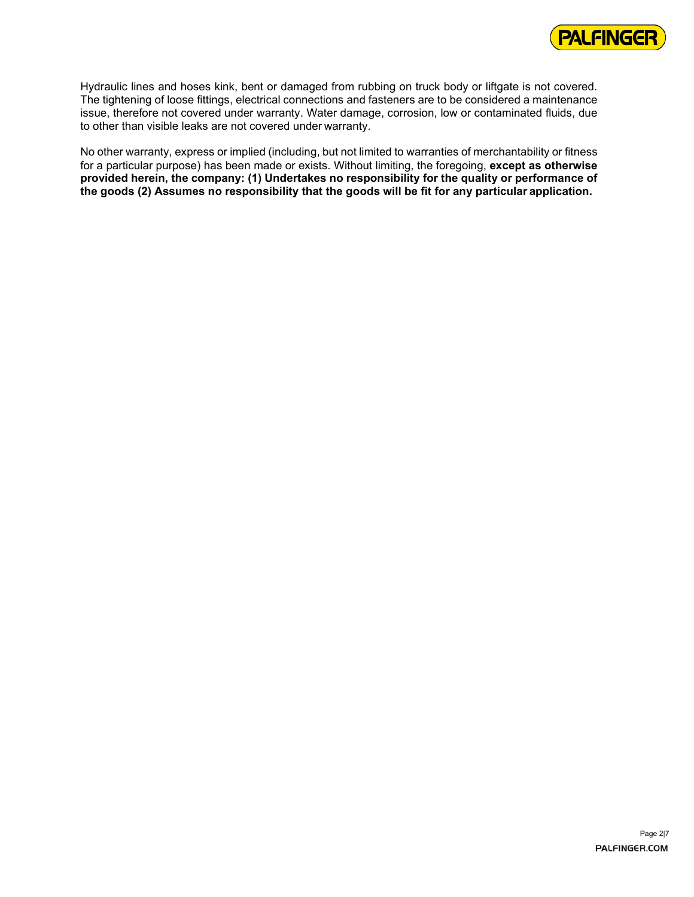Hydraulic lines and hoses kink, bent or damaged from rubbing on truck body or liftgate is not covered. The tightening of loose fittings, electrical connections and fasteners are to be considered a maintenance issue, therefore not covered under warranty. Water damage, corrosion, low or contaminated fluids, due to other than visible leaks are not covered under warranty.

No other warranty, express or implied (including, but not limited to warranties of merchantability or fitness for a particular purpose) has been made or exists. Without limiting, the foregoing, **except as otherwise provided herein, the company: (1) Undertakes no responsibility for the quality or performance of the goods (2) Assumes no responsibility that the goods will be fit for any particular application.**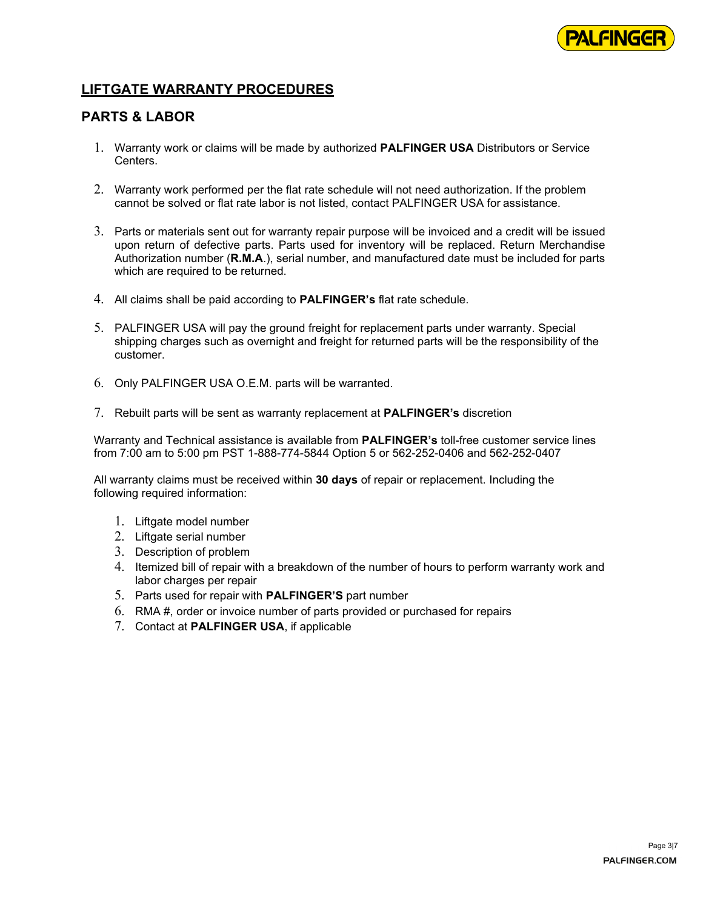## LIFTGATE WARRANTY PROCEDURES

### PARTS & LABOR

1. Warranty work or claims will be made by authorized **PALFINGER USA** Distributors or Service Centers.
2. Warranty work performed per the flat rate schedule will not need authorization. If the problem cannot be solved or flat rate labor is not listed, contact PALFINGER USA for assistance.
3. Parts or materials sent out for warranty repair purpose will be invoiced and a credit will be issued upon return of defective parts. Parts used for inventory will be replaced. Return Merchandise Authorization number (**R.M.A**.), serial number, and manufactured date must be included for parts which are required to be returned.
4. All claims shall be paid according to **PALFINGER's** flat rate schedule.
5. PALFINGER USA will pay the ground freight for replacement parts under warranty. Special shipping charges such as overnight and freight for returned parts will be the responsibility of the customer.
6. Only PALFINGER USA O.E.M. parts will be warranted.
7. Rebuilt parts will be sent as warranty replacement at **PALFINGER's** discretion

Warranty and Technical assistance is available from **PALFINGER's** toll-free customer service lines from 7:00 am to 5:00 pm PST 1-888-774-5844 Option 5 or 562-252-0406 and 562-252-0407

All warranty claims must be received within **30 days** of repair or replacement. Including the following required information:

1. Liftgate model number
2. Liftgate serial number
3. Description of problem
4. Itemized bill of repair with a breakdown of the number of hours to perform warranty work and labor charges per repair
5. Parts used for repair with **PALFINGER'S** part number
6. RMA #, order or invoice number of parts provided or purchased for repairs
7. Contact at **PALFINGER USA**, if applicable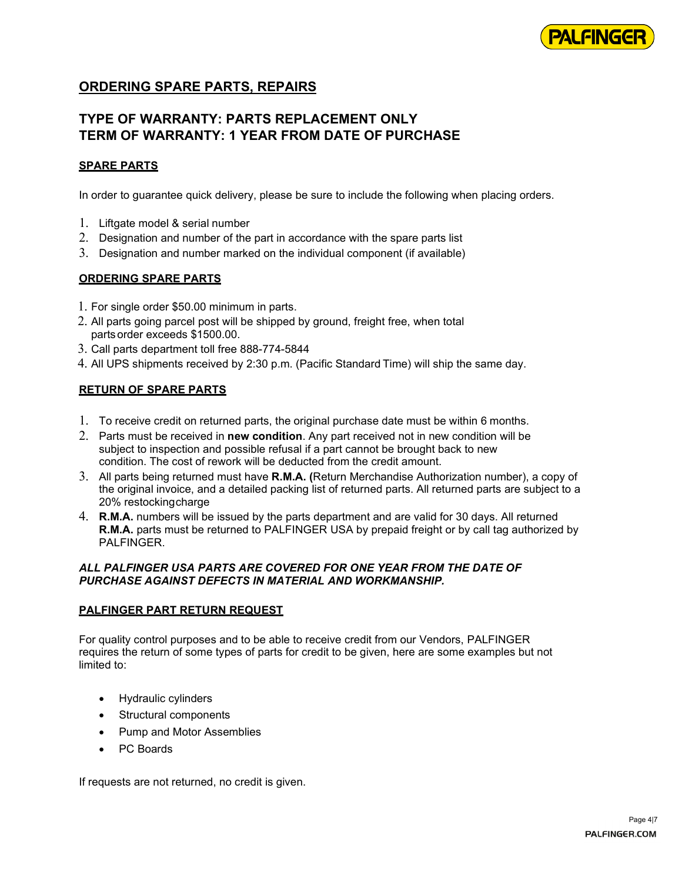## ORDERING SPARE PARTS, REPAIRS

## TYPE OF WARRANTY: PARTS REPLACEMENT ONLY
## TERM OF WARRANTY: 1 YEAR FROM DATE OF PURCHASE

### SPARE PARTS

In order to guarantee quick delivery, please be sure to include the following when placing orders.

1. Liftgate model & serial number
2. Designation and number of the part in accordance with the spare parts list
3. Designation and number marked on the individual component (if available)

### ORDERING SPARE PARTS

1. For single order $50.00 minimum in parts.
2. All parts going parcel post will be shipped by ground, freight free, when total parts order exceeds $1500.00.
3. Call parts department toll free 888-774-5844
4. All UPS shipments received by 2:30 p.m. (Pacific Standard Time) will ship the same day.

### RETURN OF SPARE PARTS

1. To receive credit on returned parts, the original purchase date must be within 6 months.
2. Parts must be received in **new condition**. Any part received not in new condition will be subject to inspection and possible refusal if a part cannot be brought back to new condition. The cost of rework will be deducted from the credit amount.
3. All parts being returned must have **R.M.A. (**Return Merchandise Authorization number), a copy of the original invoice, and a detailed packing list of returned parts. All returned parts are subject to a 20% restocking charge
4. **R.M.A.** numbers will be issued by the parts department and are valid for 30 days. All returned **R.M.A.** parts must be returned to PALFINGER USA by prepaid freight or by call tag authorized by PALFINGER.

***ALL PALFINGER USA PARTS ARE COVERED FOR ONE YEAR FROM THE DATE OF PURCHASE AGAINST DEFECTS IN MATERIAL AND WORKMANSHIP.***

### PALFINGER PART RETURN REQUEST

For quality control purposes and to be able to receive credit from our Vendors, PALFINGER requires the return of some types of parts for credit to be given, here are some examples but not limited to:

- Hydraulic cylinders
- Structural components
- Pump and Motor Assemblies
- PC Boards

If requests are not returned, no credit is given.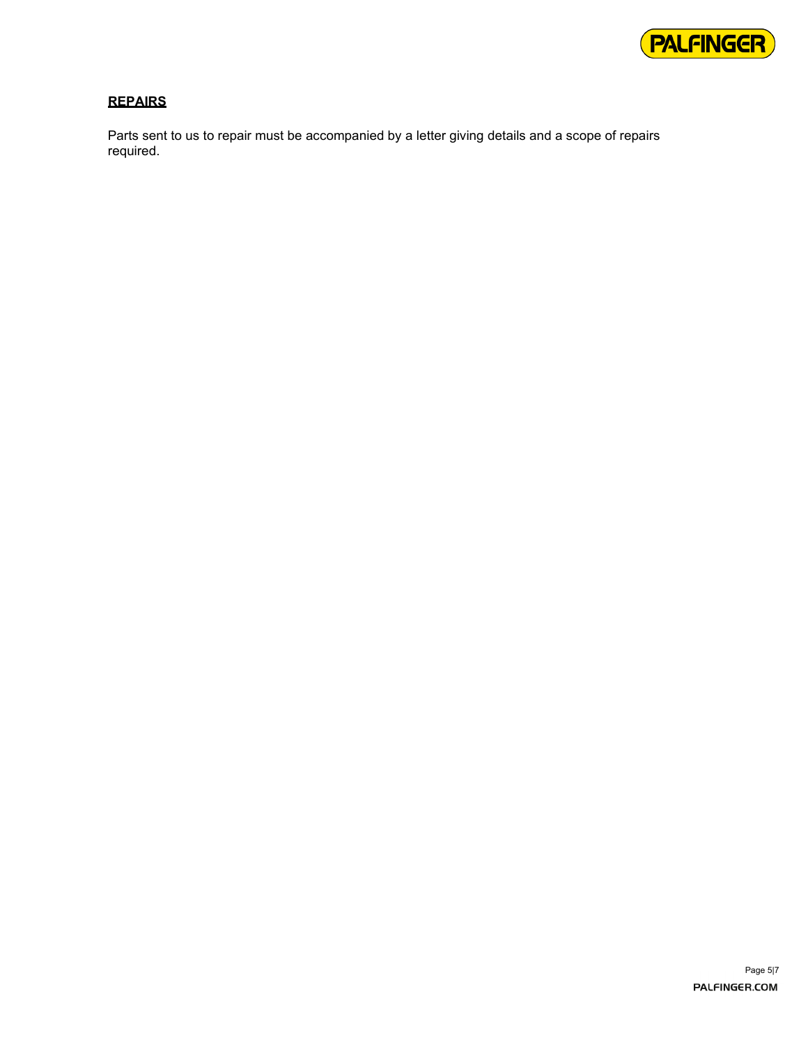## REPAIRS

Parts sent to us to repair must be accompanied by a letter giving details and a scope of repairs required.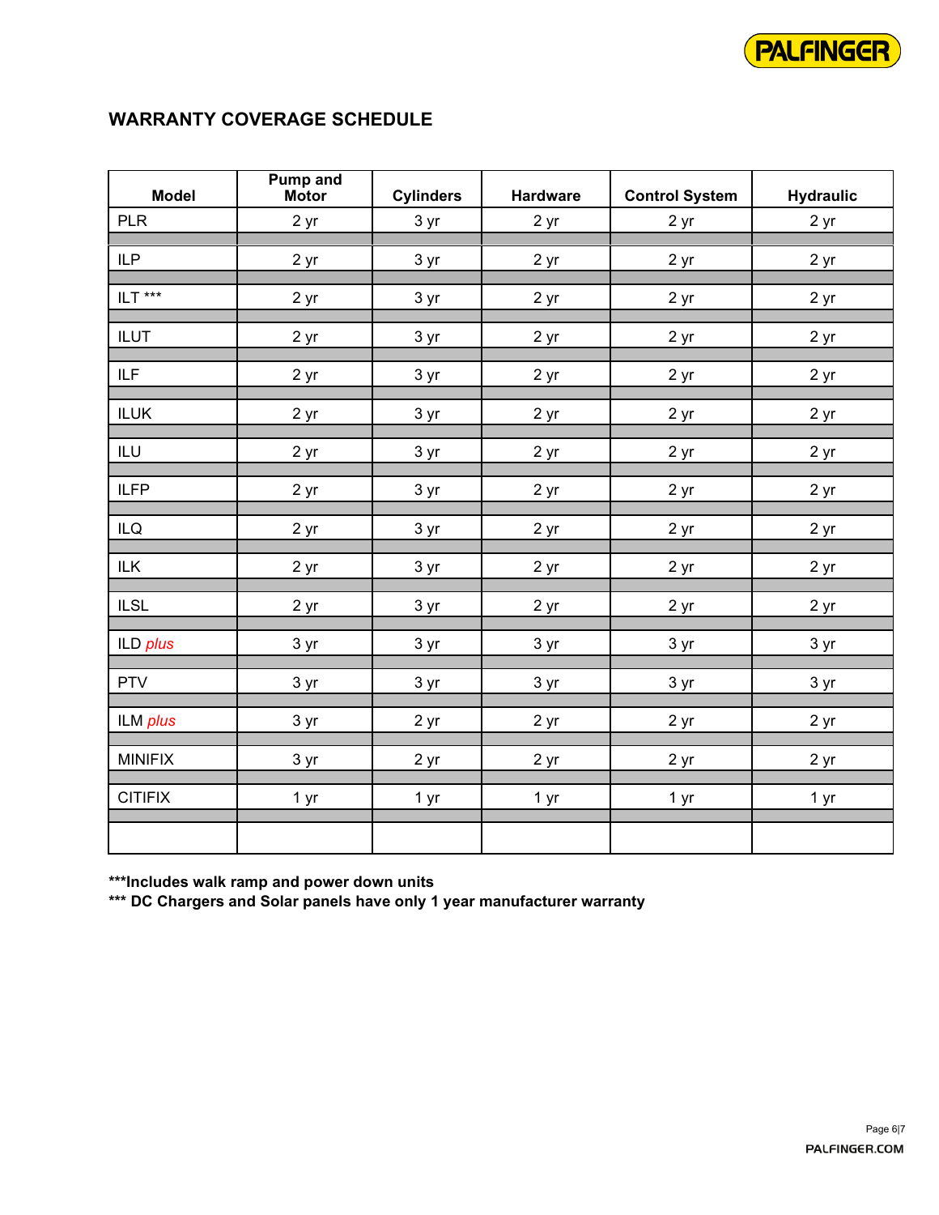## WARRANTY COVERAGE SCHEDULE

| Model | Pump and Motor | Cylinders | Hardware | Control System | Hydraulic |
|---|---|---|---|---|---|
| PLR | 2 yr | 3 yr | 2 yr | 2 yr | 2 yr |
| ILP | 2 yr | 3 yr | 2 yr | 2 yr | 2 yr |
| ILT *** | 2 yr | 3 yr | 2 yr | 2 yr | 2 yr |
| ILUT | 2 yr | 3 yr | 2 yr | 2 yr | 2 yr |
| ILF | 2 yr | 3 yr | 2 yr | 2 yr | 2 yr |
| ILUK | 2 yr | 3 yr | 2 yr | 2 yr | 2 yr |
| ILU | 2 yr | 3 yr | 2 yr | 2 yr | 2 yr |
| ILFP | 2 yr | 3 yr | 2 yr | 2 yr | 2 yr |
| ILQ | 2 yr | 3 yr | 2 yr | 2 yr | 2 yr |
| ILK | 2 yr | 3 yr | 2 yr | 2 yr | 2 yr |
| ILSL | 2 yr | 3 yr | 2 yr | 2 yr | 2 yr |
| ILD *plus* | 3 yr | 3 yr | 3 yr | 3 yr | 3 yr |
| PTV | 3 yr | 3 yr | 3 yr | 3 yr | 3 yr |
| ILM *plus* | 3 yr | 2 yr | 2 yr | 2 yr | 2 yr |
| MINIFIX | 3 yr | 2 yr | 2 yr | 2 yr | 2 yr |
| CITIFIX | 1 yr | 1 yr | 1 yr | 1 yr | 1 yr |
| | | | | | |

**\*\*\*Includes walk ramp and power down units**
**\*\*\* DC Chargers and Solar panels have only 1 year manufacturer warranty**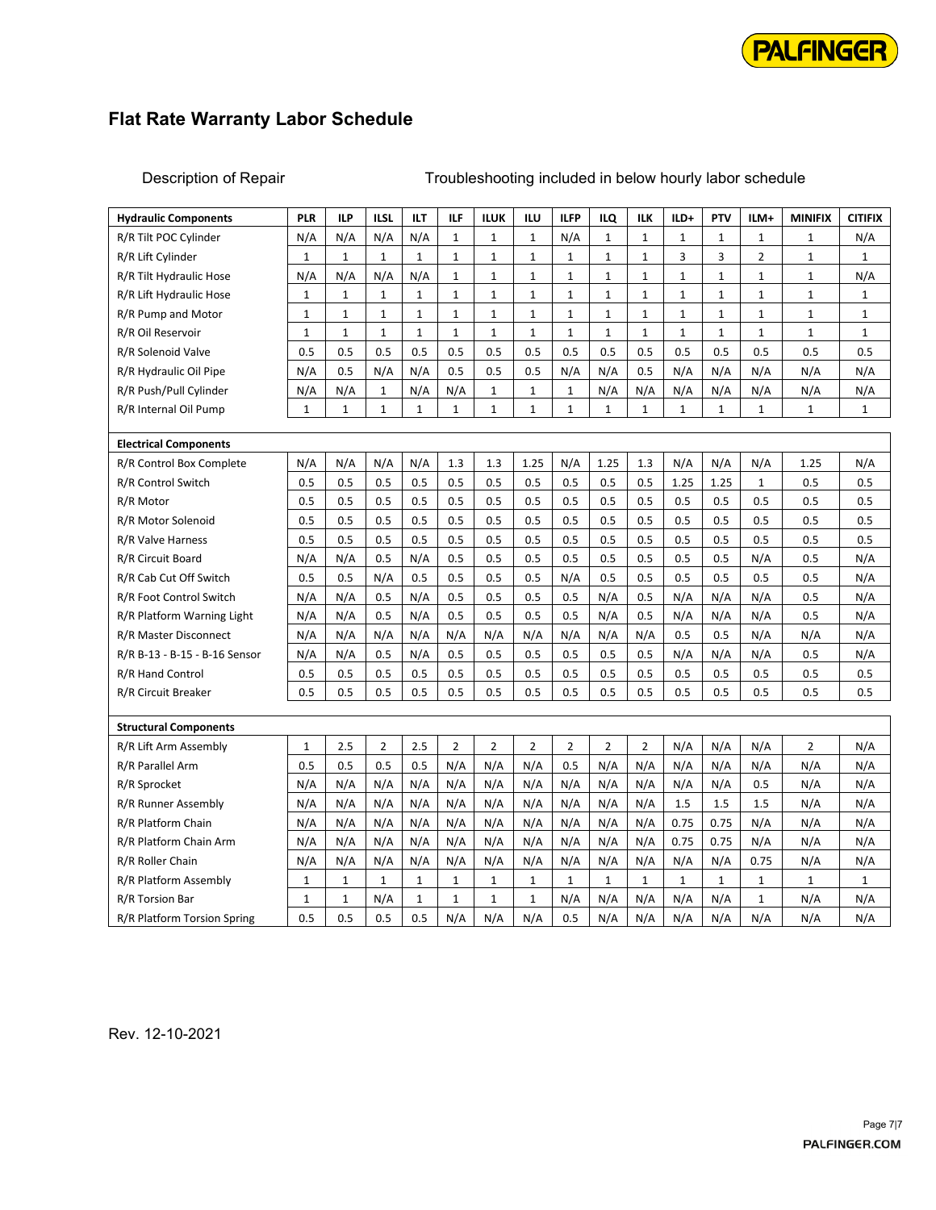## Flat Rate Warranty Labor Schedule

Description of Repair Troubleshooting included in below hourly labor schedule

| **Hydraulic Components** | **PLR** | **ILP** | **ILSL** | **ILT** | **ILF** | **ILUK** | **ILU** | **ILFP** | **ILQ** | **ILK** | **ILD+** | **PTV** | **ILM+** | **MINIFIX** | **CITIFIX** |
|---|---|---|---|---|---|---|---|---|---|---|---|---|---|---|---|
| R/R Tilt POC Cylinder | N/A | N/A | N/A | N/A | 1 | 1 | 1 | N/A | 1 | 1 | 1 | 1 | 1 | 1 | N/A |
| R/R Lift Cylinder | 1 | 1 | 1 | 1 | 1 | 1 | 1 | 1 | 1 | 1 | 3 | 3 | 2 | 1 | 1 |
| R/R Tilt Hydraulic Hose | N/A | N/A | N/A | N/A | 1 | 1 | 1 | 1 | 1 | 1 | 1 | 1 | 1 | 1 | N/A |
| R/R Lift Hydraulic Hose | 1 | 1 | 1 | 1 | 1 | 1 | 1 | 1 | 1 | 1 | 1 | 1 | 1 | 1 | 1 |
| R/R Pump and Motor | 1 | 1 | 1 | 1 | 1 | 1 | 1 | 1 | 1 | 1 | 1 | 1 | 1 | 1 | 1 |
| R/R Oil Reservoir | 1 | 1 | 1 | 1 | 1 | 1 | 1 | 1 | 1 | 1 | 1 | 1 | 1 | 1 | 1 |
| R/R Solenoid Valve | 0.5 | 0.5 | 0.5 | 0.5 | 0.5 | 0.5 | 0.5 | 0.5 | 0.5 | 0.5 | 0.5 | 0.5 | 0.5 | 0.5 | 0.5 |
| R/R Hydraulic Oil Pipe | N/A | 0.5 | N/A | N/A | 0.5 | 0.5 | 0.5 | N/A | N/A | 0.5 | N/A | N/A | N/A | N/A | N/A |
| R/R Push/Pull Cylinder | N/A | N/A | 1 | N/A | N/A | 1 | 1 | 1 | N/A | N/A | N/A | N/A | N/A | N/A | N/A |
| R/R Internal Oil Pump | 1 | 1 | 1 | 1 | 1 | 1 | 1 | 1 | 1 | 1 | 1 | 1 | 1 | 1 | 1 |
| **Electrical Components** | | | | | | | | | | | | | | | |
| R/R Control Box Complete | N/A | N/A | N/A | N/A | 1.3 | 1.3 | 1.25 | N/A | 1.25 | 1.3 | N/A | N/A | N/A | 1.25 | N/A |
| R/R Control Switch | 0.5 | 0.5 | 0.5 | 0.5 | 0.5 | 0.5 | 0.5 | 0.5 | 0.5 | 0.5 | 1.25 | 1.25 | 1 | 0.5 | 0.5 |
| R/R Motor | 0.5 | 0.5 | 0.5 | 0.5 | 0.5 | 0.5 | 0.5 | 0.5 | 0.5 | 0.5 | 0.5 | 0.5 | 0.5 | 0.5 | 0.5 |
| R/R Motor Solenoid | 0.5 | 0.5 | 0.5 | 0.5 | 0.5 | 0.5 | 0.5 | 0.5 | 0.5 | 0.5 | 0.5 | 0.5 | 0.5 | 0.5 | 0.5 |
| R/R Valve Harness | 0.5 | 0.5 | 0.5 | 0.5 | 0.5 | 0.5 | 0.5 | 0.5 | 0.5 | 0.5 | 0.5 | 0.5 | 0.5 | 0.5 | 0.5 |
| R/R Circuit Board | N/A | N/A | 0.5 | N/A | 0.5 | 0.5 | 0.5 | 0.5 | 0.5 | 0.5 | 0.5 | 0.5 | N/A | 0.5 | N/A |
| R/R Cab Cut Off Switch | 0.5 | 0.5 | N/A | 0.5 | 0.5 | 0.5 | 0.5 | N/A | 0.5 | 0.5 | 0.5 | 0.5 | 0.5 | 0.5 | N/A |
| R/R Foot Control Switch | N/A | N/A | 0.5 | N/A | 0.5 | 0.5 | 0.5 | 0.5 | N/A | 0.5 | N/A | N/A | N/A | 0.5 | N/A |
| R/R Platform Warning Light | N/A | N/A | 0.5 | N/A | 0.5 | 0.5 | 0.5 | 0.5 | N/A | 0.5 | N/A | N/A | N/A | 0.5 | N/A |
| R/R Master Disconnect | N/A | N/A | N/A | N/A | N/A | N/A | N/A | N/A | N/A | N/A | 0.5 | 0.5 | N/A | N/A | N/A |
| R/R B-13 - B-15 - B-16 Sensor | N/A | N/A | 0.5 | N/A | 0.5 | 0.5 | 0.5 | 0.5 | 0.5 | 0.5 | N/A | N/A | N/A | 0.5 | N/A |
| R/R Hand Control | 0.5 | 0.5 | 0.5 | 0.5 | 0.5 | 0.5 | 0.5 | 0.5 | 0.5 | 0.5 | 0.5 | 0.5 | 0.5 | 0.5 | 0.5 |
| R/R Circuit Breaker | 0.5 | 0.5 | 0.5 | 0.5 | 0.5 | 0.5 | 0.5 | 0.5 | 0.5 | 0.5 | 0.5 | 0.5 | 0.5 | 0.5 | 0.5 |
| **Structural Components** | | | | | | | | | | | | | | | |
| R/R Lift Arm Assembly | 1 | 2.5 | 2 | 2.5 | 2 | 2 | 2 | 2 | 2 | 2 | N/A | N/A | N/A | 2 | N/A |
| R/R Parallel Arm | 0.5 | 0.5 | 0.5 | 0.5 | N/A | N/A | N/A | 0.5 | N/A | N/A | N/A | N/A | N/A | N/A | N/A |
| R/R Sprocket | N/A | N/A | N/A | N/A | N/A | N/A | N/A | N/A | N/A | N/A | N/A | N/A | 0.5 | N/A | N/A |
| R/R Runner Assembly | N/A | N/A | N/A | N/A | N/A | N/A | N/A | N/A | N/A | N/A | 1.5 | 1.5 | 1.5 | N/A | N/A |
| R/R Platform Chain | N/A | N/A | N/A | N/A | N/A | N/A | N/A | N/A | N/A | N/A | 0.75 | 0.75 | N/A | N/A | N/A |
| R/R Platform Chain Arm | N/A | N/A | N/A | N/A | N/A | N/A | N/A | N/A | N/A | N/A | 0.75 | 0.75 | N/A | N/A | N/A |
| R/R Roller Chain | N/A | N/A | N/A | N/A | N/A | N/A | N/A | N/A | N/A | N/A | N/A | N/A | 0.75 | N/A | N/A |
| R/R Platform Assembly | 1 | 1 | 1 | 1 | 1 | 1 | 1 | 1 | 1 | 1 | 1 | 1 | 1 | 1 | 1 |
| R/R Torsion Bar | 1 | 1 | N/A | 1 | 1 | 1 | 1 | N/A | N/A | N/A | N/A | N/A | 1 | N/A | N/A |
| R/R Platform Torsion Spring | 0.5 | 0.5 | 0.5 | 0.5 | N/A | N/A | N/A | 0.5 | N/A | N/A | N/A | N/A | N/A | N/A | N/A |

Rev. 12-10-2021